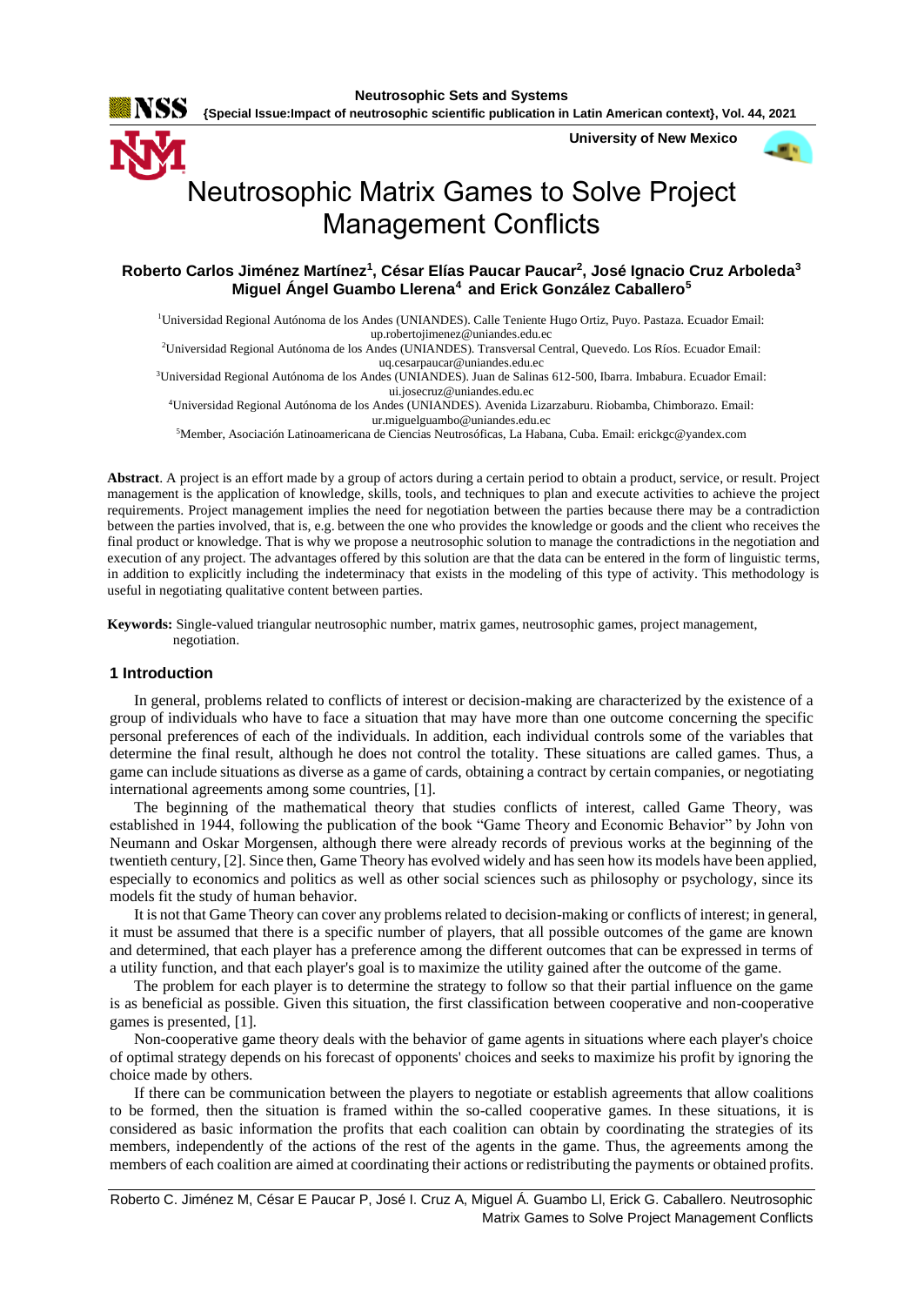# Neutrosophic Matrix Games to Solve Project Management Conflicts

**Roberto Carlos Jiménez Martínez[1], César Elías Paucar Paucar[2], José Ignacio Cruz Arboleda[3] Miguel Ángel Guambo Llerena[4] and Erick González Caballero[5]**

[1]Universidad Regional Autónoma de los Andes (UNIANDES). Calle Teniente Hugo Ortiz, Puyo. Pastaza. Ecuador Email: up.robertojimenez@uniandes.edu.ec

[2]Universidad Regional Autónoma de los Andes (UNIANDES). Transversal Central, Quevedo. Los Ríos. Ecuador Email: uq.cesarpaucar@uniandes.edu.ec

[3]Universidad Regional Autónoma de los Andes (UNIANDES). Juan de Salinas 612-500, Ibarra. Imbabura. Ecuador Email: ui.josecruz@uniandes.edu.ec

[4]Universidad Regional Autónoma de los Andes (UNIANDES). Avenida Lizarzaburu. Riobamba, Chimborazo. Email: ur.miguelguambo@uniandes.edu.ec

[5]Member, Asociación Latinoamericana de Ciencias Neutrosóficas, La Habana, Cuba. Email: erickgc@yandex.com

**Abstract**. A project is an effort made by a group of actors during a certain period to obtain a product, service, or result. Project management is the application of knowledge, skills, tools, and techniques to plan and execute activities to achieve the project requirements. Project management implies the need for negotiation between the parties because there may be a contradiction between the parties involved, that is, e.g. between the one who provides the knowledge or goods and the client who receives the final product or knowledge. That is why we propose a neutrosophic solution to manage the contradictions in the negotiation and execution of any project. The advantages offered by this solution are that the data can be entered in the form of linguistic terms, in addition to explicitly including the indeterminacy that exists in the modeling of this type of activity. This methodology is useful in negotiating qualitative content between parties.

**Keywords:** Single-valued triangular neutrosophic number, matrix games, neutrosophic games, project management, negotiation.

## 1 Introduction

In general, problems related to conflicts of interest or decision-making are characterized by the existence of a group of individuals who have to face a situation that may have more than one outcome concerning the specific personal preferences of each of the individuals. In addition, each individual controls some of the variables that determine the final result, although he does not control the totality. These situations are called games. Thus, a game can include situations as diverse as a game of cards, obtaining a contract by certain companies, or negotiating international agreements among some countries, [1].

The beginning of the mathematical theory that studies conflicts of interest, called Game Theory, was established in 1944, following the publication of the book "Game Theory and Economic Behavior" by John von Neumann and Oskar Morgensen, although there were already records of previous works at the beginning of the twentieth century, [2]. Since then, Game Theory has evolved widely and has seen how its models have been applied, especially to economics and politics as well as other social sciences such as philosophy or psychology, since its models fit the study of human behavior.

It is not that Game Theory can cover any problems related to decision-making or conflicts of interest; in general, it must be assumed that there is a specific number of players, that all possible outcomes of the game are known and determined, that each player has a preference among the different outcomes that can be expressed in terms of a utility function, and that each player's goal is to maximize the utility gained after the outcome of the game.

The problem for each player is to determine the strategy to follow so that their partial influence on the game is as beneficial as possible. Given this situation, the first classification between cooperative and non-cooperative games is presented, [1].

Non-cooperative game theory deals with the behavior of game agents in situations where each player's choice of optimal strategy depends on his forecast of opponents' choices and seeks to maximize his profit by ignoring the choice made by others.

If there can be communication between the players to negotiate or establish agreements that allow coalitions to be formed, then the situation is framed within the so-called cooperative games. In these situations, it is considered as basic information the profits that each coalition can obtain by coordinating the strategies of its members, independently of the actions of the rest of the agents in the game. Thus, the agreements among the members of each coalition are aimed at coordinating their actions or redistributing the payments or obtained profits.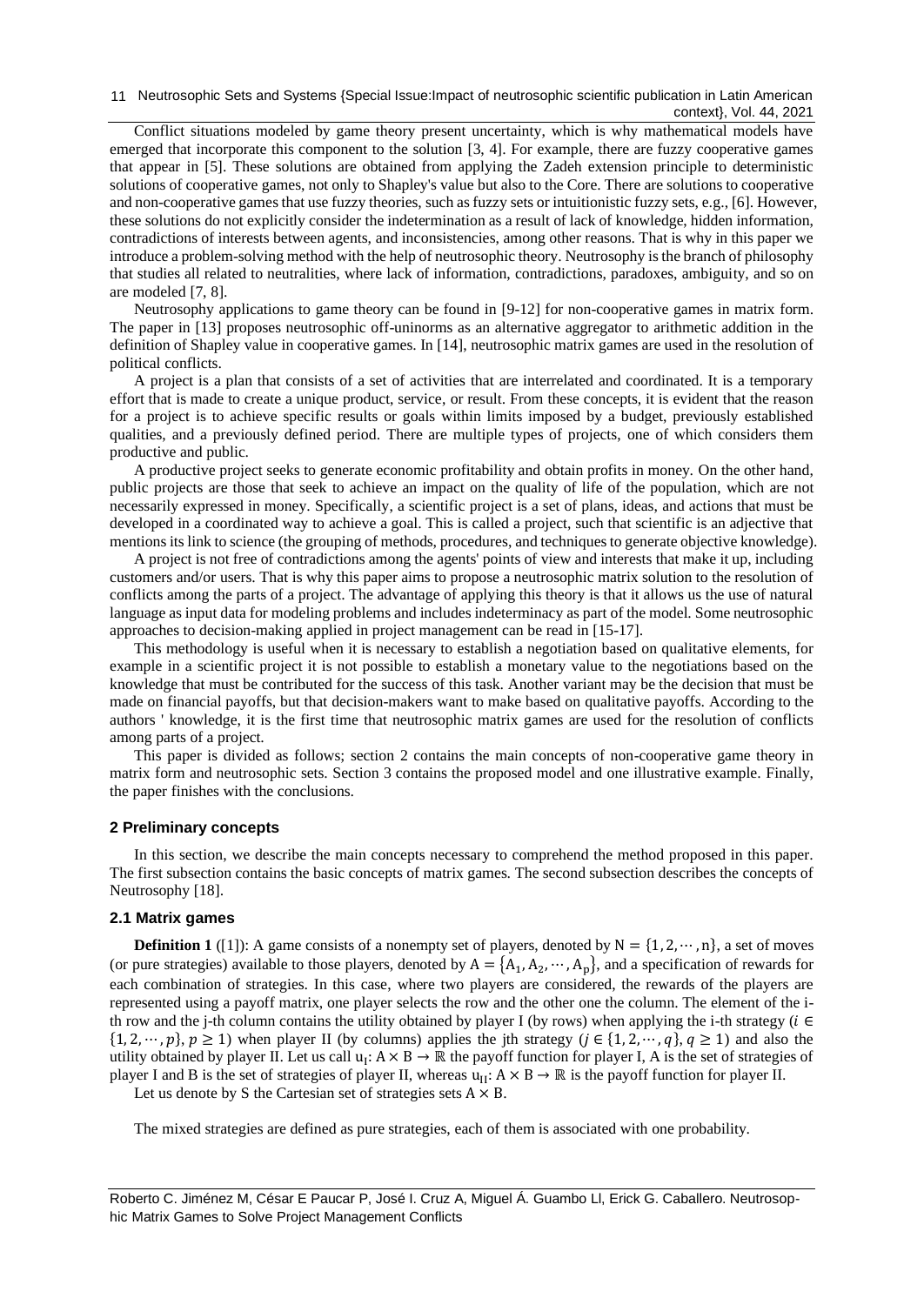Conflict situations modeled by game theory present uncertainty, which is why mathematical models have emerged that incorporate this component to the solution [3, 4]. For example, there are fuzzy cooperative games that appear in [5]. These solutions are obtained from applying the Zadeh extension principle to deterministic solutions of cooperative games, not only to Shapley's value but also to the Core. There are solutions to cooperative and non-cooperative games that use fuzzy theories, such as fuzzy sets or intuitionistic fuzzy sets, e.g., [6]. However, these solutions do not explicitly consider the indetermination as a result of lack of knowledge, hidden information, contradictions of interests between agents, and inconsistencies, among other reasons. That is why in this paper we introduce a problem-solving method with the help of neutrosophic theory. Neutrosophy is the branch of philosophy that studies all related to neutralities, where lack of information, contradictions, paradoxes, ambiguity, and so on are modeled [7, 8].

Neutrosophy applications to game theory can be found in [9-12] for non-cooperative games in matrix form. The paper in [13] proposes neutrosophic off-uninorms as an alternative aggregator to arithmetic addition in the definition of Shapley value in cooperative games. In [14], neutrosophic matrix games are used in the resolution of political conflicts.

A project is a plan that consists of a set of activities that are interrelated and coordinated. It is a temporary effort that is made to create a unique product, service, or result. From these concepts, it is evident that the reason for a project is to achieve specific results or goals within limits imposed by a budget, previously established qualities, and a previously defined period. There are multiple types of projects, one of which considers them productive and public.

A productive project seeks to generate economic profitability and obtain profits in money. On the other hand, public projects are those that seek to achieve an impact on the quality of life of the population, which are not necessarily expressed in money. Specifically, a scientific project is a set of plans, ideas, and actions that must be developed in a coordinated way to achieve a goal. This is called a project, such that scientific is an adjective that mentions its link to science (the grouping of methods, procedures, and techniques to generate objective knowledge).

A project is not free of contradictions among the agents' points of view and interests that make it up, including customers and/or users. That is why this paper aims to propose a neutrosophic matrix solution to the resolution of conflicts among the parts of a project. The advantage of applying this theory is that it allows us the use of natural language as input data for modeling problems and includes indeterminacy as part of the model. Some neutrosophic approaches to decision-making applied in project management can be read in [15-17].

This methodology is useful when it is necessary to establish a negotiation based on qualitative elements, for example in a scientific project it is not possible to establish a monetary value to the negotiations based on the knowledge that must be contributed for the success of this task. Another variant may be the decision that must be made on financial payoffs, but that decision-makers want to make based on qualitative payoffs. According to the authors ' knowledge, it is the first time that neutrosophic matrix games are used for the resolution of conflicts among parts of a project.

This paper is divided as follows; section 2 contains the main concepts of non-cooperative game theory in matrix form and neutrosophic sets. Section 3 contains the proposed model and one illustrative example. Finally, the paper finishes with the conclusions.

## 2 Preliminary concepts

In this section, we describe the main concepts necessary to comprehend the method proposed in this paper. The first subsection contains the basic concepts of matrix games. The second subsection describes the concepts of Neutrosophy [18].

### 2.1 Matrix games

**Definition 1** ([1]): A game consists of a nonempty set of players, denoted by $N = \{1, 2, \cdots, n\}$, a set of moves (or pure strategies) available to those players, denoted by $A = \{A_1, A_2, \cdots, A_p\}$, and a specification of rewards for each combination of strategies. In this case, where two players are considered, the rewards of the players are represented using a payoff matrix, one player selects the row and the other one the column. The element of the i-th row and the j-th column contains the utility obtained by player I (by rows) when applying the i-th strategy ($i \in \{1, 2, \cdots, p\}$, $p \geq 1$) when player II (by columns) applies the jth strategy ($j \in \{1, 2, \cdots, q\}$, $q \geq 1$) and also the utility obtained by player II. Let us call $u_I: A \times B \to \mathbb{R}$ the payoff function for player I, A is the set of strategies of player I and B is the set of strategies of player II, whereas $u_{II}: A \times B \to \mathbb{R}$ is the payoff function for player II.

Let us denote by S the Cartesian set of strategies sets $A \times B$.

The mixed strategies are defined as pure strategies, each of them is associated with one probability.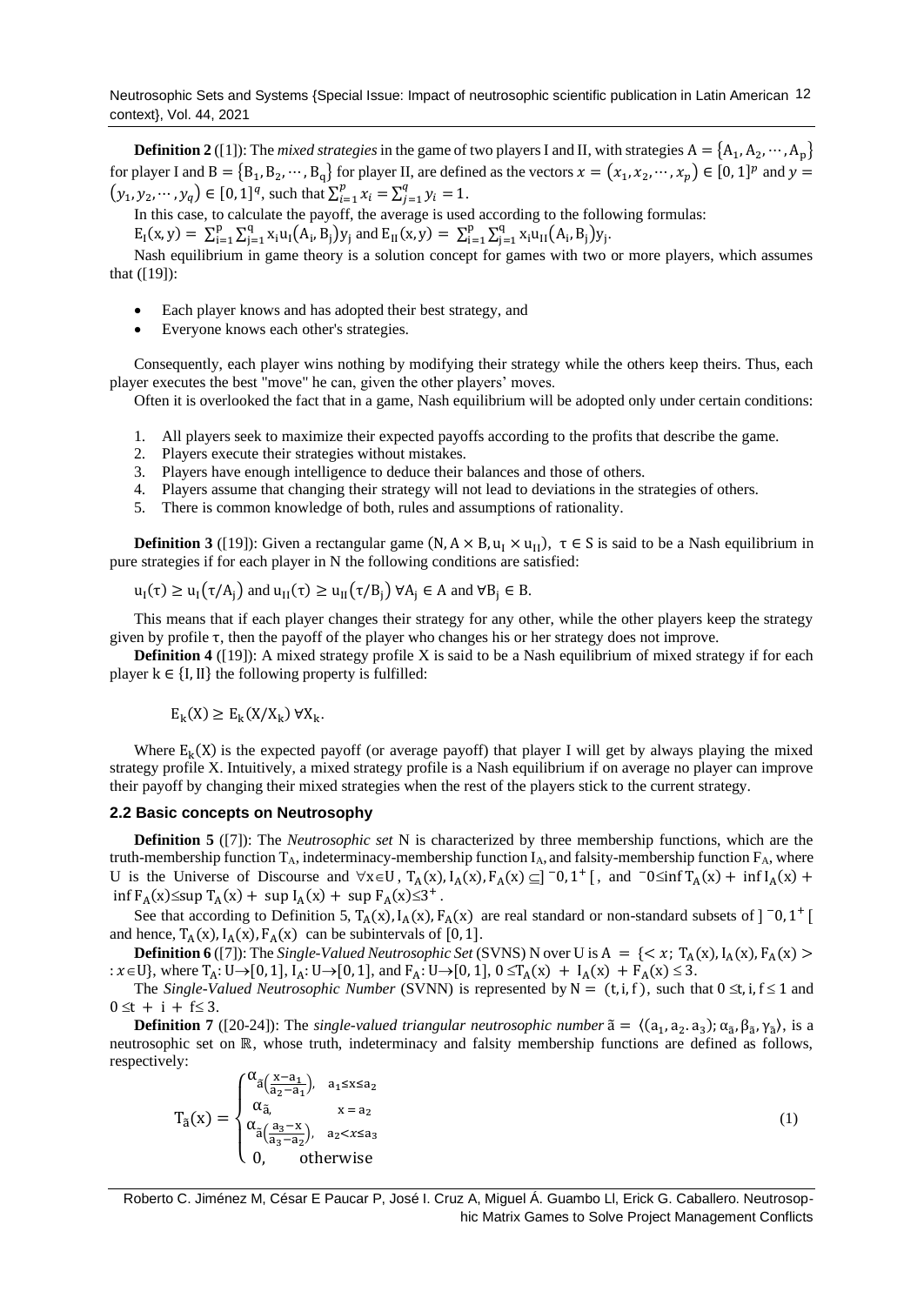**Definition 2** ([1]): The *mixed strategies* in the game of two players I and II, with strategies $A = \{A_1, A_2, \cdots, A_p\}$ for player I and $B = \{B_1, B_2, \cdots, B_q\}$ for player II, are defined as the vectors $x = (x_1, x_2, \cdots, x_p) \in [0,1]^p$ and $y = (y_1, y_2, \cdots, y_q) \in [0,1]^q$, such that $\sum_{i=1}^{p} x_i = \sum_{j=1}^{q} y_i = 1$.

In this case, to calculate the payoff, the average is used according to the following formulas:

$E_I(x, y) = \sum_{i=1}^{p}\sum_{j=1}^{q} x_i u_I(A_i, B_j) y_j$ and $E_{II}(x, y) = \sum_{i=1}^{p}\sum_{j=1}^{q} x_i u_{II}(A_i, B_j) y_j$.

Nash equilibrium in game theory is a solution concept for games with two or more players, which assumes that ([19]):

- Each player knows and has adopted their best strategy, and
- Everyone knows each other's strategies.

Consequently, each player wins nothing by modifying their strategy while the others keep theirs. Thus, each player executes the best "move" he can, given the other players' moves.

Often it is overlooked the fact that in a game, Nash equilibrium will be adopted only under certain conditions:

1. All players seek to maximize their expected payoffs according to the profits that describe the game.
2. Players execute their strategies without mistakes.
3. Players have enough intelligence to deduce their balances and those of others.
4. Players assume that changing their strategy will not lead to deviations in the strategies of others.
5. There is common knowledge of both, rules and assumptions of rationality.

**Definition 3** ([19]): Given a rectangular game $(N, A \times B, u_I \times u_{II})$, $\tau \in S$ is said to be a Nash equilibrium in pure strategies if for each player in N the following conditions are satisfied:

$u_I(\tau) \geq u_I(\tau/A_j)$ and $u_{II}(\tau) \geq u_{II}(\tau/B_j)$ $\forall A_j \in A$ and $\forall B_j \in B$.

This means that if each player changes their strategy for any other, while the other players keep the strategy given by profile $\tau$, then the payoff of the player who changes his or her strategy does not improve.

**Definition 4** ([19]): A mixed strategy profile X is said to be a Nash equilibrium of mixed strategy if for each player $k \in \{I, II\}$ the following property is fulfilled:

$E_k(X) \geq E_k(X/X_k)$ $\forall X_k$.

Where $E_k(X)$ is the expected payoff (or average payoff) that player I will get by always playing the mixed strategy profile X. Intuitively, a mixed strategy profile is a Nash equilibrium if on average no player can improve their payoff by changing their mixed strategies when the rest of the players stick to the current strategy.

### 2.2 Basic concepts on Neutrosophy

**Definition 5** ([7]): The *Neutrosophic set* N is characterized by three membership functions, which are the truth-membership function $T_A$, indeterminacy-membership function $I_A$, and falsity-membership function $F_A$, where U is the Universe of Discourse and $\forall x \in U$, $T_A(x), I_A(x), F_A(x) \subseteq ]^{-}0, 1^{+}[$, and $^{-}0 \leq \inf T_A(x) + \inf I_A(x) + \inf F_A(x) \leq \sup T_A(x) + \sup I_A(x) + \sup F_A(x) \leq 3^{+}$.

See that according to Definition 5, $T_A(x), I_A(x), F_A(x)$ are real standard or non-standard subsets of $]^{-}0, 1^{+}[$ and hence, $T_A(x), I_A(x), F_A(x)$ can be subintervals of $[0, 1]$.

**Definition 6** ([7]): The *Single-Valued Neutrosophic Set* (SVNS) N over U is $A = \{< x; T_A(x), I_A(x), F_A(x) > : x \in U\}$, where $T_A: U \to [0,1]$, $I_A: U \to [0,1]$, and $F_A: U \to [0,1]$, $0 \leq T_A(x) + I_A(x) + F_A(x) \leq 3$.

The *Single-Valued Neutrosophic Number* (SVNN) is represented by $N = (t, i, f)$, such that $0 \leq t, i, f \leq 1$ and $0 \leq t + i + f \leq 3$.

**Definition 7** ([20-24]): The *single-valued triangular neutrosophic number* $\tilde{a} = \langle (a_1, a_2, a_3); \alpha_{\tilde{a}}, \beta_{\tilde{a}}, \gamma_{\tilde{a}} \rangle$, is a neutrosophic set on $\mathbb{R}$, whose truth, indeterminacy and falsity membership functions are defined as follows, respectively:

$$T_{\tilde{a}}(x) = \begin{cases} \alpha_{\tilde{a}}\left(\frac{x-a_1}{a_2-a_1}\right), & a_1 \leq x \leq a_2 \\ \alpha_{\tilde{a}}, & x = a_2 \\ \alpha_{\tilde{a}}\left(\frac{a_3-x}{a_3-a_2}\right), & a_2 < x \leq a_3 \\ 0, & \text{otherwise} \end{cases} \tag{1}$$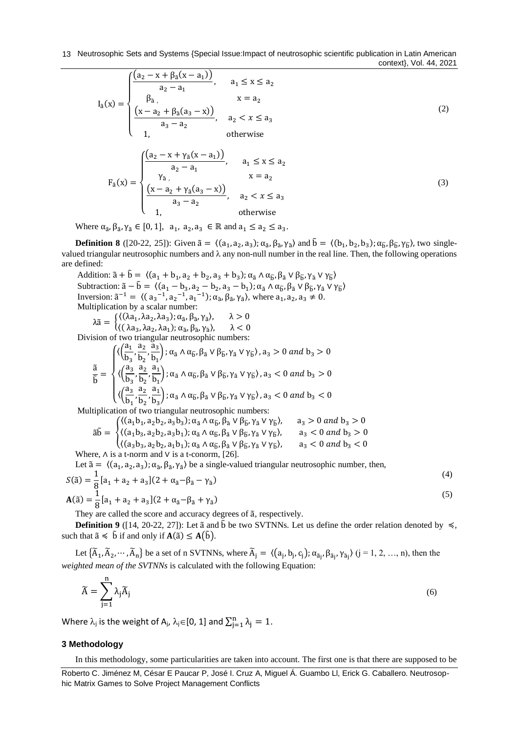$$
I_{\tilde{a}}(x) = \begin{cases} \dfrac{(a_2 - x + \beta_{\tilde{a}}(x - a_1))}{a_2 - a_1}, & a_1 \leq x \leq a_2 \\ \beta_{\tilde{a}}, & x = a_2 \\ \dfrac{(x - a_2 + \beta_{\tilde{a}}(a_3 - x))}{a_3 - a_2}, & a_2 < x \leq a_3 \\ 1, & \text{otherwise} \end{cases} \tag{2}
$$

$$
F_{\tilde{a}}(x) = \begin{cases} \dfrac{(a_2 - x + \gamma_{\tilde{a}}(x - a_1))}{a_2 - a_1}, & a_1 \leq x \leq a_2 \\ \gamma_{\tilde{a}}, & x = a_2 \\ \dfrac{(x - a_2 + \gamma_{\tilde{a}}(a_3 - x))}{a_3 - a_2}, & a_2 < x \leq a_3 \\ 1, & \text{otherwise} \end{cases} \tag{3}
$$

Where $\alpha_{\tilde{a}}, \beta_{\tilde{a}}, \gamma_{\tilde{a}} \in [0, 1]$, $a_1, a_2, a_3 \in \mathbb{R}$ and $a_1 \leq a_2 \leq a_3$.

**Definition 8** ([20-22, 25]): Given $\tilde{a} = \langle (a_1, a_2, a_3); \alpha_{\tilde{a}}, \beta_{\tilde{a}}, \gamma_{\tilde{a}} \rangle$ and $\tilde{b} = \langle (b_1, b_2, b_3); \alpha_{\tilde{b}}, \beta_{\tilde{b}}, \gamma_{\tilde{b}} \rangle$, two single-valued triangular neutrosophic numbers and λ any non-null number in the real line. Then, the following operations are defined:

Addition: $\tilde{a} + \tilde{b} = \langle (a_1 + b_1, a_2 + b_2, a_3 + b_3); \alpha_{\tilde{a}} \wedge \alpha_{\tilde{b}}, \beta_{\tilde{a}} \vee \beta_{\tilde{b}}, \gamma_{\tilde{a}} \vee \gamma_{\tilde{b}} \rangle$

Subtraction: $\tilde{a} - \tilde{b} = \langle (a_1 - b_3, a_2 - b_2, a_3 - b_1); \alpha_{\tilde{a}} \wedge \alpha_{\tilde{b}}, \beta_{\tilde{a}} \vee \beta_{\tilde{b}}, \gamma_{\tilde{a}} \vee \gamma_{\tilde{b}} \rangle$

Inversion: $\tilde{a}^{-1} = \langle (a_3^{-1}, a_2^{-1}, a_1^{-1}); \alpha_{\tilde{a}}, \beta_{\tilde{a}}, \gamma_{\tilde{a}} \rangle$, where $a_1, a_2, a_3 \neq 0$.

Multiplication by a scalar number:

$$
\lambda\tilde{a} = \begin{cases} \langle (\lambda a_1, \lambda a_2, \lambda a_3); \alpha_{\tilde{a}}, \beta_{\tilde{a}}, \gamma_{\tilde{a}} \rangle, & \lambda > 0 \\ \langle (\lambda a_3, \lambda a_2, \lambda a_1); \alpha_{\tilde{a}}, \beta_{\tilde{a}}, \gamma_{\tilde{a}} \rangle, & \lambda < 0 \end{cases}
$$

Division of two triangular neutrosophic numbers:

$$
\frac{\tilde{a}}{\tilde{b}} = \begin{cases} \langle \left(\frac{a_1}{b_3}, \frac{a_2}{b_2}, \frac{a_3}{b_1}\right); \alpha_{\tilde{a}} \wedge \alpha_{\tilde{b}}, \beta_{\tilde{a}} \vee \beta_{\tilde{b}}, \gamma_{\tilde{a}} \vee \gamma_{\tilde{b}} \rangle, a_3 > 0 \text{ and } b_3 > 0 \\ \langle \left(\frac{a_3}{b_3}, \frac{a_2}{b_2}, \frac{a_1}{b_1}\right); \alpha_{\tilde{a}} \wedge \alpha_{\tilde{b}}, \beta_{\tilde{a}} \vee \beta_{\tilde{b}}, \gamma_{\tilde{a}} \vee \gamma_{\tilde{b}} \rangle, a_3 < 0 \text{ and } b_3 > 0 \\ \langle \left(\frac{a_3}{b_1}, \frac{a_2}{b_2}, \frac{a_1}{b_3}\right); \alpha_{\tilde{a}} \wedge \alpha_{\tilde{b}}, \beta_{\tilde{a}} \vee \beta_{\tilde{b}}, \gamma_{\tilde{a}} \vee \gamma_{\tilde{b}} \rangle, a_3 < 0 \text{ and } b_3 < 0 \end{cases}
$$

Multiplication of two triangular neutrosophic numbers:

$$
\tilde{a}\tilde{b} = \begin{cases} \langle (a_1 b_1, a_2 b_2, a_3 b_3); \alpha_{\tilde{a}} \wedge \alpha_{\tilde{b}}, \beta_{\tilde{a}} \vee \beta_{\tilde{b}}, \gamma_{\tilde{a}} \vee \gamma_{\tilde{b}} \rangle, & a_3 > 0 \text{ and } b_3 > 0 \\ \langle (a_1 b_3, a_2 b_2, a_3 b_1); \alpha_{\tilde{a}} \wedge \alpha_{\tilde{b}}, \beta_{\tilde{a}} \vee \beta_{\tilde{b}}, \gamma_{\tilde{a}} \vee \gamma_{\tilde{b}} \rangle, & a_3 < 0 \text{ and } b_3 > 0 \\ \langle (a_3 b_3, a_2 b_2, a_1 b_1); \alpha_{\tilde{a}} \wedge \alpha_{\tilde{b}}, \beta_{\tilde{a}} \vee \beta_{\tilde{b}}, \gamma_{\tilde{a}} \vee \gamma_{\tilde{b}} \rangle, & a_3 < 0 \text{ and } b_3 < 0 \end{cases}
$$

Where, ∧ is a t-norm and ∨ is a t-conorm, [26].

Let $\tilde{a} = \langle (a_1, a_2, a_3); \alpha_{\tilde{a}}, \beta_{\tilde{a}}, \gamma_{\tilde{a}} \rangle$ be a single-valued triangular neutrosophic number, then,

$$
S(\tilde{a}) = \frac{1}{8}[a_1 + a_2 + a_3](2 + \alpha_{\tilde{a}} - \beta_{\tilde{a}} - \gamma_{\tilde{a}}) \tag{4}
$$

$$
\mathbf{A}(\tilde{a}) = \frac{1}{8}[a_1 + a_2 + a_3](2 + \alpha_{\tilde{a}} - \beta_{\tilde{a}} + \gamma_{\tilde{a}}) \tag{5}
$$

They are called the score and accuracy degrees of $\tilde{a}$, respectively.

**Definition 9** ([14, 20-22, 27]): Let $\tilde{a}$ and $\tilde{b}$ be two SVTNNs. Let us define the order relation denoted by $\preccurlyeq$, such that $\tilde{a} \preccurlyeq \tilde{b}$ if and only if $\mathbf{A}(\tilde{a}) \leq \mathbf{A}(\tilde{b})$.

Let $\{\widetilde{A}_1, \widetilde{A}_2, \cdots, \widetilde{A}_n\}$ be a set of n SVTNNs, where $\widetilde{A}_j = \langle (a_j, b_j, c_j); \alpha_{\tilde{a}_j}, \beta_{\tilde{a}_j}, \gamma_{\tilde{a}_j} \rangle$ (j = 1, 2, …, n), then the *weighted mean of the SVTNNs* is calculated with the following Equation:

$$
\widetilde{A} = \sum_{j=1}^{n} \lambda_j \widetilde{A}_j \tag{6}
$$

Where $\lambda_j$ is the weight of $A_j$, $\lambda_j \in [0, 1]$ and $\sum_{j=1}^{n} \lambda_j = 1$.

## 3 Methodology

In this methodology, some particularities are taken into account. The first one is that there are supposed to be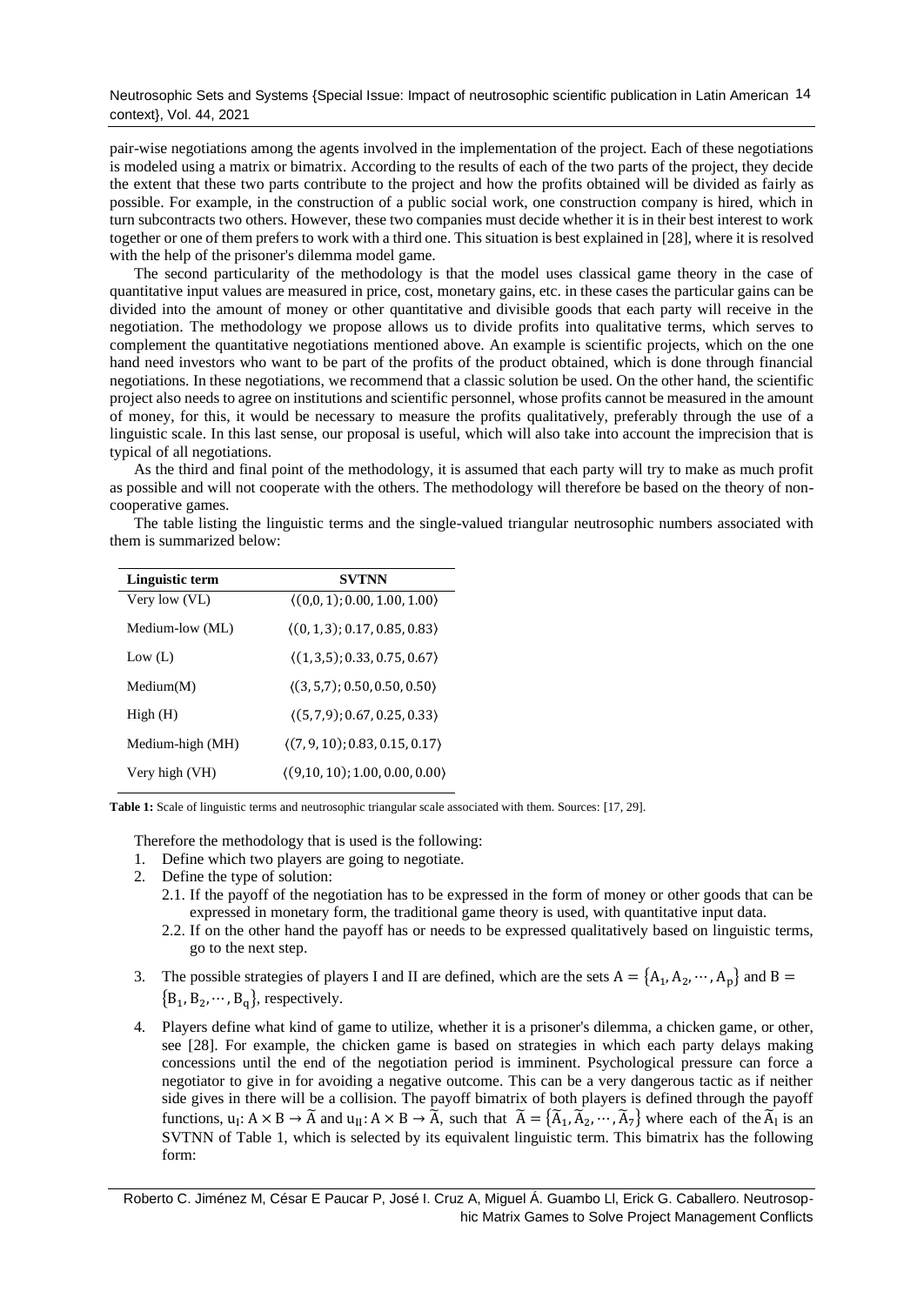pair-wise negotiations among the agents involved in the implementation of the project. Each of these negotiations is modeled using a matrix or bimatrix. According to the results of each of the two parts of the project, they decide the extent that these two parts contribute to the project and how the profits obtained will be divided as fairly as possible. For example, in the construction of a public social work, one construction company is hired, which in turn subcontracts two others. However, these two companies must decide whether it is in their best interest to work together or one of them prefers to work with a third one. This situation is best explained in [28], where it is resolved with the help of the prisoner's dilemma model game.

The second particularity of the methodology is that the model uses classical game theory in the case of quantitative input values are measured in price, cost, monetary gains, etc. in these cases the particular gains can be divided into the amount of money or other quantitative and divisible goods that each party will receive in the negotiation. The methodology we propose allows us to divide profits into qualitative terms, which serves to complement the quantitative negotiations mentioned above. An example is scientific projects, which on the one hand need investors who want to be part of the profits of the product obtained, which is done through financial negotiations. In these negotiations, we recommend that a classic solution be used. On the other hand, the scientific project also needs to agree on institutions and scientific personnel, whose profits cannot be measured in the amount of money, for this, it would be necessary to measure the profits qualitatively, preferably through the use of a linguistic scale. In this last sense, our proposal is useful, which will also take into account the imprecision that is typical of all negotiations.

As the third and final point of the methodology, it is assumed that each party will try to make as much profit as possible and will not cooperate with the others. The methodology will therefore be based on the theory of non-cooperative games.

The table listing the linguistic terms and the single-valued triangular neutrosophic numbers associated with them is summarized below:

| Linguistic term | SVTNN |
|---|---|
| Very low (VL) | $\langle(0,0,1); 0.00, 1.00, 1.00\rangle$ |
| Medium-low (ML) | $\langle(0,1,3); 0.17, 0.85, 0.83\rangle$ |
| Low (L) | $\langle(1,3,5); 0.33, 0.75, 0.67\rangle$ |
| Medium(M) | $\langle(3,5,7); 0.50, 0.50, 0.50\rangle$ |
| High (H) | $\langle(5,7,9); 0.67, 0.25, 0.33\rangle$ |
| Medium-high (MH) | $\langle(7,9,10); 0.83, 0.15, 0.17\rangle$ |
| Very high (VH) | $\langle(9,10,10); 1.00, 0.00, 0.00\rangle$ |

**Table 1:** Scale of linguistic terms and neutrosophic triangular scale associated with them. Sources: [17, 29].

Therefore the methodology that is used is the following:

1. Define which two players are going to negotiate.
2. Define the type of solution:
   2.1. If the payoff of the negotiation has to be expressed in the form of money or other goods that can be expressed in monetary form, the traditional game theory is used, with quantitative input data.
   2.2. If on the other hand the payoff has or needs to be expressed qualitatively based on linguistic terms, go to the next step.
3. The possible strategies of players I and II are defined, which are the sets $A = \{A_1, A_2, \cdots, A_p\}$ and $B = \{B_1, B_2, \cdots, B_q\}$, respectively.
4. Players define what kind of game to utilize, whether it is a prisoner's dilemma, a chicken game, or other, see [28]. For example, the chicken game is based on strategies in which each party delays making concessions until the end of the negotiation period is imminent. Psychological pressure can force a negotiator to give in for avoiding a negative outcome. This can be a very dangerous tactic as if neither side gives in there will be a collision. The payoff bimatrix of both players is defined through the payoff functions, $u_I: A \times B \to \widetilde{A}$ and $u_{II}: A \times B \to \widetilde{A}$, such that $\widetilde{A} = \{\widetilde{A}_1, \widetilde{A}_2, \cdots, \widetilde{A}_7\}$ where each of the $\widetilde{A}_i$ is an SVTNN of Table 1, which is selected by its equivalent linguistic term. This bimatrix has the following form: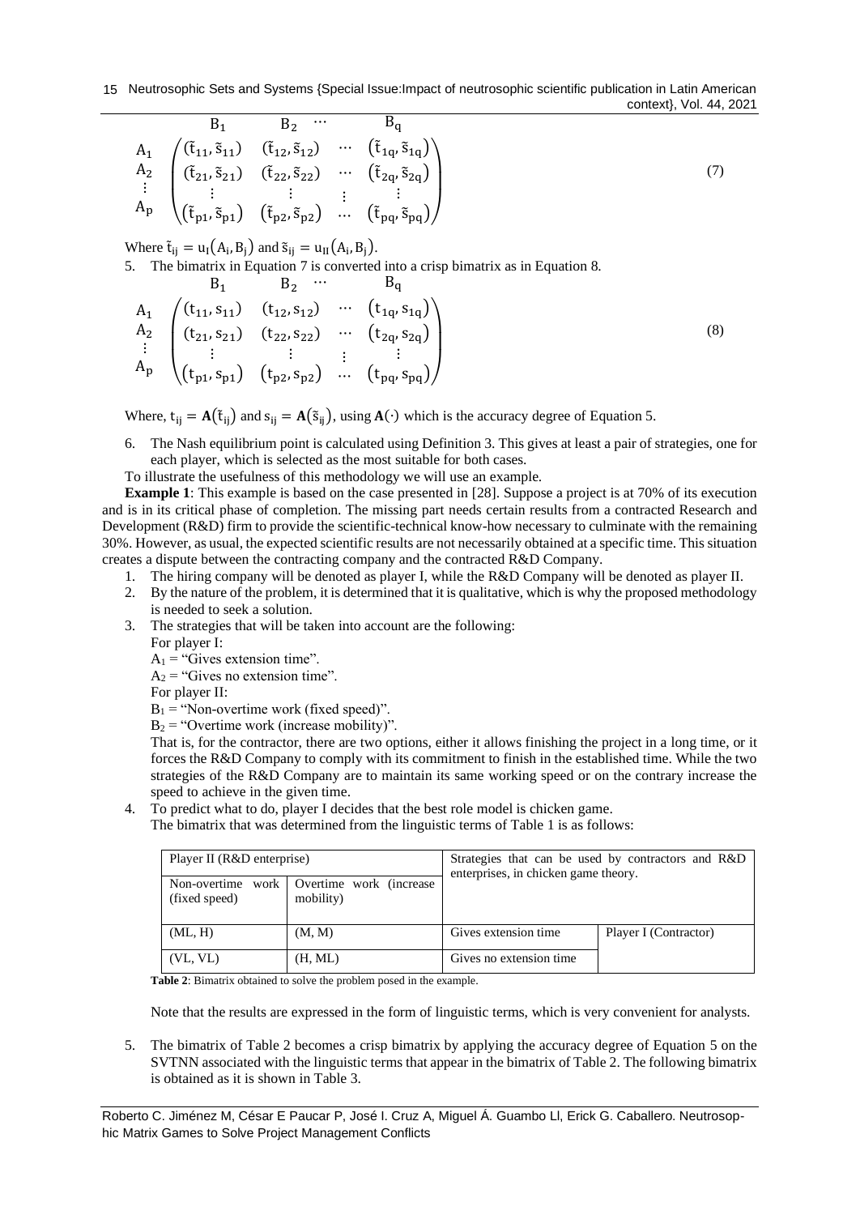$$
\begin{array}{c} \\ A_1 \\ A_2 \\ \vdots \\ A_p \end{array}
\begin{array}{c} \begin{array}{cccc} B_1 & B_2 & \cdots & B_q \end{array} \\
\begin{pmatrix}
(\tilde{t}_{11}, \tilde{s}_{11}) & (\tilde{t}_{12}, \tilde{s}_{12}) & \cdots & (\tilde{t}_{1q}, \tilde{s}_{1q}) \\
(\tilde{t}_{21}, \tilde{s}_{21}) & (\tilde{t}_{22}, \tilde{s}_{22}) & \cdots & (\tilde{t}_{2q}, \tilde{s}_{2q}) \\
\vdots & \vdots & \vdots & \vdots \\
(\tilde{t}_{p1}, \tilde{s}_{p1}) & (\tilde{t}_{p2}, \tilde{s}_{p2}) & \cdots & (\tilde{t}_{pq}, \tilde{s}_{pq})
\end{pmatrix}
\end{array} \tag{7}
$$

Where $\tilde{t}_{ij} = u_I(A_i, B_j)$ and $\tilde{s}_{ij} = u_{II}(A_i, B_j)$.

5. The bimatrix in Equation 7 is converted into a crisp bimatrix as in Equation 8.

$$
\begin{array}{c} \\ A_1 \\ A_2 \\ \vdots \\ A_p \end{array}
\begin{array}{c} \begin{array}{cccc} B_1 & B_2 & \cdots & B_q \end{array} \\
\begin{pmatrix}
(t_{11}, s_{11}) & (t_{12}, s_{12}) & \cdots & (t_{1q}, s_{1q}) \\
(t_{21}, s_{21}) & (t_{22}, s_{22}) & \cdots & (t_{2q}, s_{2q}) \\
\vdots & \vdots & \vdots & \vdots \\
(t_{p1}, s_{p1}) & (t_{p2}, s_{p2}) & \cdots & (t_{pq}, s_{pq})
\end{pmatrix}
\end{array} \tag{8}
$$

Where, $t_{ij} = \mathbf{A}(\tilde{t}_{ij})$ and $s_{ij} = \mathbf{A}(\tilde{s}_{ij})$, using $\mathbf{A}(\cdot)$ which is the accuracy degree of Equation 5.

6. The Nash equilibrium point is calculated using Definition 3. This gives at least a pair of strategies, one for each player, which is selected as the most suitable for both cases.

To illustrate the usefulness of this methodology we will use an example.

**Example 1**: This example is based on the case presented in [28]. Suppose a project is at 70% of its execution and is in its critical phase of completion. The missing part needs certain results from a contracted Research and Development (R&D) firm to provide the scientific-technical know-how necessary to culminate with the remaining 30%. However, as usual, the expected scientific results are not necessarily obtained at a specific time. This situation creates a dispute between the contracting company and the contracted R&D Company.

1. The hiring company will be denoted as player I, while the R&D Company will be denoted as player II.
2. By the nature of the problem, it is determined that it is qualitative, which is why the proposed methodology is needed to seek a solution.
3. The strategies that will be taken into account are the following:

   For player I:

   $A_1$ = "Gives extension time".

   $A_2$ = "Gives no extension time".

   For player II:

   $B_1$ = "Non-overtime work (fixed speed)".

   $B_2$ = "Overtime work (increase mobility)".

   That is, for the contractor, there are two options, either it allows finishing the project in a long time, or it forces the R&D Company to comply with its commitment to finish in the established time. While the two strategies of the R&D Company are to maintain its same working speed or on the contrary increase the speed to achieve in the given time.
4. To predict what to do, player I decides that the best role model is chicken game.

   The bimatrix that was determined from the linguistic terms of Table 1 is as follows:

| Player II (R&D enterprise) | | Strategies that can be used by contractors and R&D enterprises, in chicken game theory. | |
|---|---|---|---|
| Non-overtime work (fixed speed) | Overtime work (increase mobility) | | |
| (ML, H) | (M, M) | Gives extension time | Player I (Contractor) |
| (VL, VL) | (H, ML) | Gives no extension time | |

**Table 2**: Bimatrix obtained to solve the problem posed in the example.

Note that the results are expressed in the form of linguistic terms, which is very convenient for analysts.

5. The bimatrix of Table 2 becomes a crisp bimatrix by applying the accuracy degree of Equation 5 on the SVTNN associated with the linguistic terms that appear in the bimatrix of Table 2. The following bimatrix is obtained as it is shown in Table 3.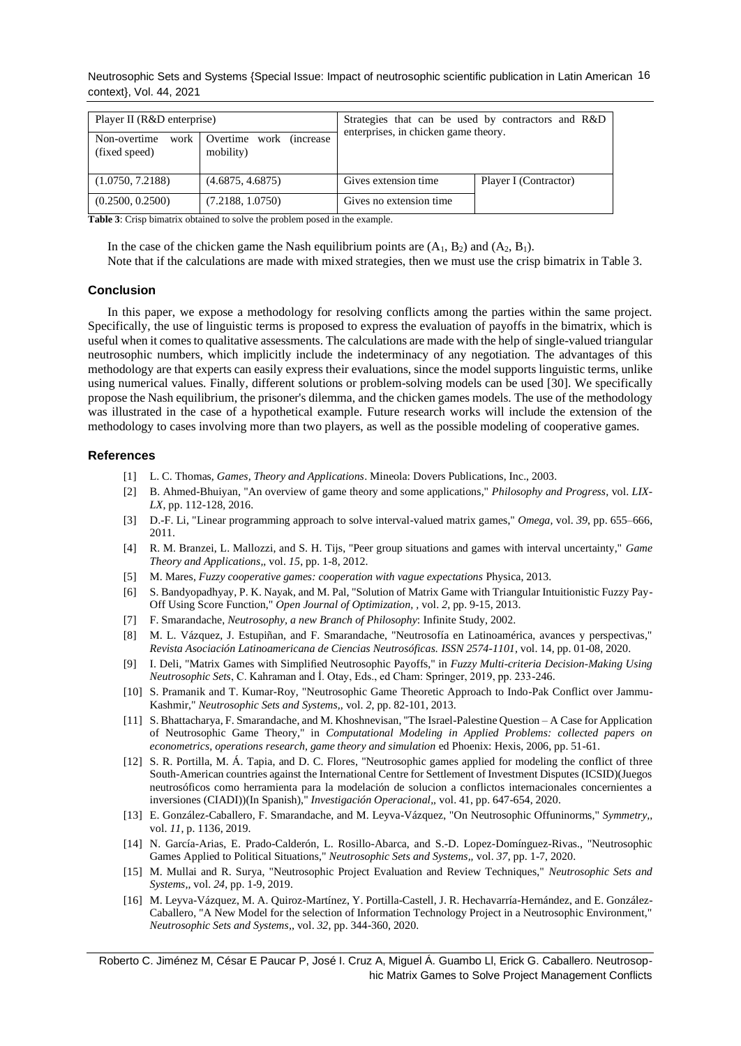| Player II (R&D enterprise) | | Strategies that can be used by contractors and R&D enterprises, in chicken game theory. | |
|---|---|---|---|
| Non-overtime work (fixed speed) | Overtime work (increase mobility) | | |
| (1.0750, 7.2188) | (4.6875, 4.6875) | Gives extension time | Player I (Contractor) |
| (0.2500, 0.2500) | (7.2188, 1.0750) | Gives no extension time | |

**Table 3**: Crisp bimatrix obtained to solve the problem posed in the example.

In the case of the chicken game the Nash equilibrium points are ($A_1$, $B_2$) and ($A_2$, $B_1$).

Note that if the calculations are made with mixed strategies, then we must use the crisp bimatrix in Table 3.

## Conclusion

In this paper, we expose a methodology for resolving conflicts among the parties within the same project. Specifically, the use of linguistic terms is proposed to express the evaluation of payoffs in the bimatrix, which is useful when it comes to qualitative assessments. The calculations are made with the help of single-valued triangular neutrosophic numbers, which implicitly include the indeterminacy of any negotiation. The advantages of this methodology are that experts can easily express their evaluations, since the model supports linguistic terms, unlike using numerical values. Finally, different solutions or problem-solving models can be used [30]. We specifically propose the Nash equilibrium, the prisoner's dilemma, and the chicken games models. The use of the methodology was illustrated in the case of a hypothetical example. Future research works will include the extension of the methodology to cases involving more than two players, as well as the possible modeling of cooperative games.

## References

[1] L. C. Thomas, *Games, Theory and Applications*. Mineola: Dovers Publications, Inc., 2003.

[2] B. Ahmed-Bhuiyan, "An overview of game theory and some applications," *Philosophy and Progress*, vol. *LIX-LX*, pp. 112-128, 2016.

[3] D.-F. Li, "Linear programming approach to solve interval-valued matrix games," *Omega*, vol. *39*, pp. 655–666, 2011.

[4] R. M. Branzei, L. Mallozzi, and S. H. Tijs, "Peer group situations and games with interval uncertainty," *Game Theory and Applications,*, vol. *15*, pp. 1-8, 2012.

[5] M. Mares, *Fuzzy cooperative games: cooperation with vague expectations* Physica, 2013.

[6] S. Bandyopadhyay, P. K. Nayak, and M. Pal, "Solution of Matrix Game with Triangular Intuitionistic Fuzzy Pay-Off Using Score Function," *Open Journal of Optimization,* , vol. *2*, pp. 9-15, 2013.

[7] F. Smarandache, *Neutrosophy, a new Branch of Philosophy*: Infinite Study, 2002.

[8] M. L. Vázquez, J. Estupiñan, and F. Smarandache, "Neutrosofía en Latinoamérica, avances y perspectivas," *Revista Asociación Latinoamericana de Ciencias Neutrosóficas. ISSN 2574-1101*, vol. 14, pp. 01-08, 2020.

[9] I. Deli, "Matrix Games with Simplified Neutrosophic Payoffs," in *Fuzzy Multi-criteria Decision-Making Using Neutrosophic Sets*, C. Kahraman and İ. Otay, Eds., ed Cham: Springer, 2019, pp. 233-246.

[10] S. Pramanik and T. Kumar-Roy, "Neutrosophic Game Theoretic Approach to Indo-Pak Conflict over Jammu-Kashmir," *Neutrosophic Sets and Systems,*, vol. *2*, pp. 82-101, 2013.

[11] S. Bhattacharya, F. Smarandache, and M. Khoshnevisan, "The Israel-Palestine Question – A Case for Application of Neutrosophic Game Theory," in *Computational Modeling in Applied Problems: collected papers on econometrics, operations research, game theory and simulation* ed Phoenix: Hexis, 2006, pp. 51-61.

[12] S. R. Portilla, M. Á. Tapia, and D. C. Flores, "Neutrosophic games applied for modeling the conflict of three South-American countries against the International Centre for Settlement of Investment Disputes (ICSID)(Juegos neutrosóficos como herramienta para la modelación de solucion a conflictos internacionales concernientes a inversiones (CIADI))(In Spanish)," *Investigación Operacional*,, vol. 41, pp. 647-654, 2020.

[13] E. González-Caballero, F. Smarandache, and M. Leyva-Vázquez, "On Neutrosophic Offuninorms," *Symmetry*,, vol. *11*, p. 1136, 2019.

[14] N. García-Arias, E. Prado-Calderón, L. Rosillo-Abarca, and S.-D. Lopez-Domínguez-Rivas., "Neutrosophic Games Applied to Political Situations," *Neutrosophic Sets and Systems,*, vol. *37*, pp. 1-7, 2020.

[15] M. Mullai and R. Surya, "Neutrosophic Project Evaluation and Review Techniques," *Neutrosophic Sets and Systems,*, vol. *24*, pp. 1-9, 2019.

[16] M. Leyva-Vázquez, M. A. Quiroz-Martínez, Y. Portilla-Castell, J. R. Hechavarría-Hernández, and E. González-Caballero, "A New Model for the selection of Information Technology Project in a Neutrosophic Environment," *Neutrosophic Sets and Systems,*, vol. *32*, pp. 344-360, 2020.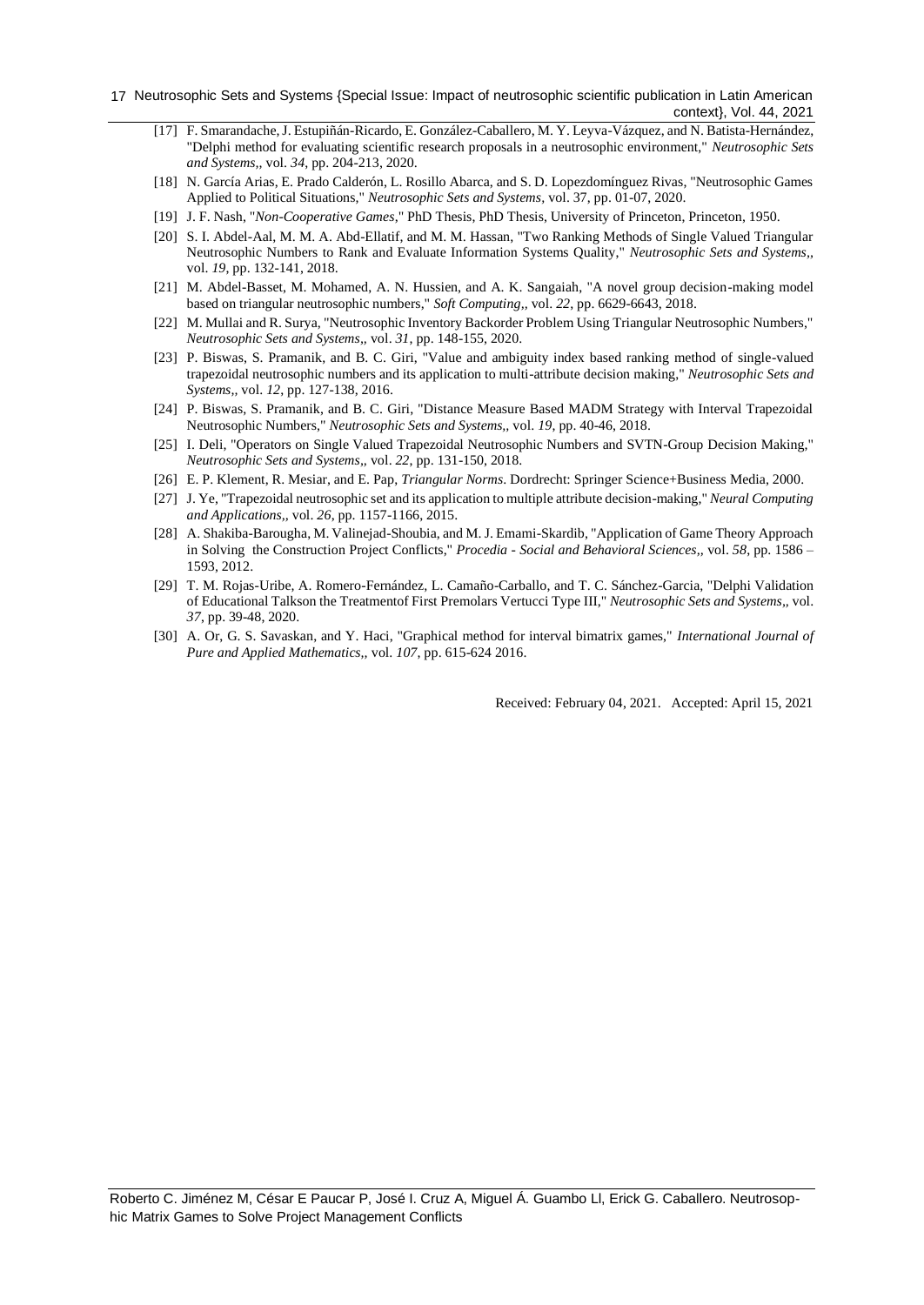[17] F. Smarandache, J. Estupiñán-Ricardo, E. González-Caballero, M. Y. Leyva-Vázquez, and N. Batista-Hernández, "Delphi method for evaluating scientific research proposals in a neutrosophic environment," *Neutrosophic Sets and Systems,*, vol. *34*, pp. 204-213, 2020.

[18] N. García Arias, E. Prado Calderón, L. Rosillo Abarca, and S. D. Lopezdomínguez Rivas, "Neutrosophic Games Applied to Political Situations," *Neutrosophic Sets and Systems,* vol. 37, pp. 01-07, 2020.

[19] J. F. Nash, "*Non-Cooperative Games*," PhD Thesis, PhD Thesis, University of Princeton, Princeton, 1950.

[20] S. I. Abdel-Aal, M. M. A. Abd-Ellatif, and M. M. Hassan, "Two Ranking Methods of Single Valued Triangular Neutrosophic Numbers to Rank and Evaluate Information Systems Quality," *Neutrosophic Sets and Systems,*, vol. *19*, pp. 132-141, 2018.

[21] M. Abdel-Basset, M. Mohamed, A. N. Hussien, and A. K. Sangaiah, "A novel group decision-making model based on triangular neutrosophic numbers," *Soft Computing,*, vol. *22*, pp. 6629-6643, 2018.

[22] M. Mullai and R. Surya, "Neutrosophic Inventory Backorder Problem Using Triangular Neutrosophic Numbers," *Neutrosophic Sets and Systems,*, vol. *31*, pp. 148-155, 2020.

[23] P. Biswas, S. Pramanik, and B. C. Giri, "Value and ambiguity index based ranking method of single-valued trapezoidal neutrosophic numbers and its application to multi-attribute decision making," *Neutrosophic Sets and Systems,*, vol. *12*, pp. 127-138, 2016.

[24] P. Biswas, S. Pramanik, and B. C. Giri, "Distance Measure Based MADM Strategy with Interval Trapezoidal Neutrosophic Numbers," *Neutrosophic Sets and Systems,*, vol. *19*, pp. 40-46, 2018.

[25] I. Deli, "Operators on Single Valued Trapezoidal Neutrosophic Numbers and SVTN-Group Decision Making," *Neutrosophic Sets and Systems,*, vol. *22*, pp. 131-150, 2018.

[26] E. P. Klement, R. Mesiar, and E. Pap, *Triangular Norms*. Dordrecht: Springer Science+Business Media, 2000.

[27] J. Ye, "Trapezoidal neutrosophic set and its application to multiple attribute decision-making," *Neural Computing and Applications,*, vol. *26*, pp. 1157-1166, 2015.

[28] A. Shakiba-Barougha, M. Valinejad-Shoubia, and M. J. Emami-Skardib, "Application of Game Theory Approach in Solving the Construction Project Conflicts," *Procedia - Social and Behavioral Sciences,*, vol. *58*, pp. 1586 – 1593, 2012.

[29] T. M. Rojas-Uribe, A. Romero-Fernández, L. Camaño-Carballo, and T. C. Sánchez-Garcia, "Delphi Validation of Educational Talkson the Treatmentof First Premolars Vertucci Type III," *Neutrosophic Sets and Systems,*, vol. *37*, pp. 39-48, 2020.

[30] A. Or, G. S. Savaskan, and Y. Haci, "Graphical method for interval bimatrix games," *International Journal of Pure and Applied Mathematics,*, vol. *107*, pp. 615-624 2016.

Received: February 04, 2021. Accepted: April 15, 2021